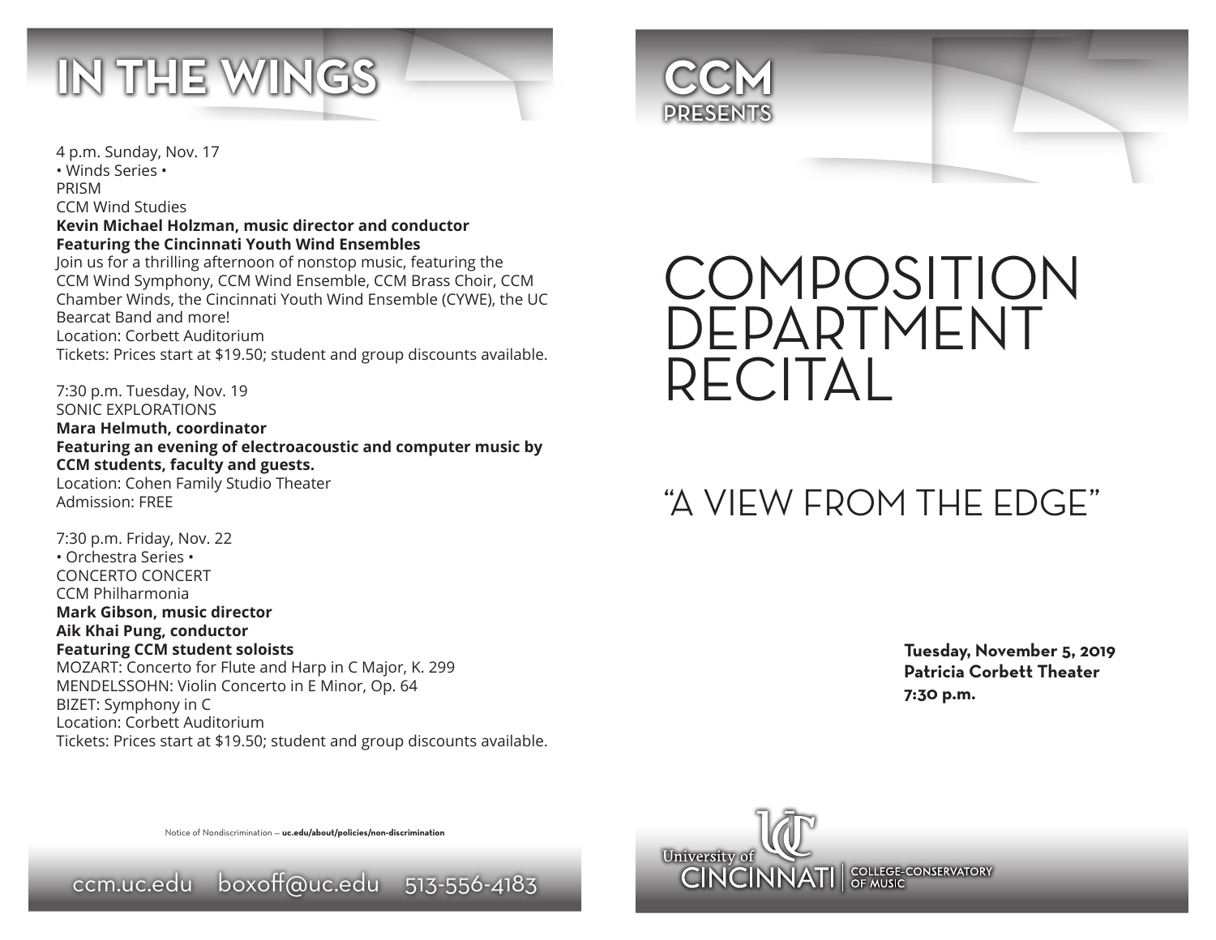# IN THE WINGS

4 p.m. Sunday, Nov. 17
• Winds Series •
PRISM
CCM Wind Studies
**Kevin Michael Holzman, music director and conductor**
**Featuring the Cincinnati Youth Wind Ensembles**
Join us for a thrilling afternoon of nonstop music, featuring the CCM Wind Symphony, CCM Wind Ensemble, CCM Brass Choir, CCM Chamber Winds, the Cincinnati Youth Wind Ensemble (CYWE), the UC Bearcat Band and more!
Location: Corbett Auditorium
Tickets: Prices start at $19.50; student and group discounts available.

7:30 p.m. Tuesday, Nov. 19
SONIC EXPLORATIONS
**Mara Helmuth, coordinator**
**Featuring an evening of electroacoustic and computer music by CCM students, faculty and guests.**
Location: Cohen Family Studio Theater
Admission: FREE

7:30 p.m. Friday, Nov. 22
• Orchestra Series •
CONCERTO CONCERT
CCM Philharmonia
**Mark Gibson, music director**
**Aik Khai Pung, conductor**
**Featuring CCM student soloists**
MOZART: Concerto for Flute and Harp in C Major, K. 299
MENDELSSOHN: Violin Concerto in E Minor, Op. 64
BIZET: Symphony in C
Location: Corbett Auditorium
Tickets: Prices start at $19.50; student and group discounts available.

Notice of Nondiscrimination — **uc.edu/about/policies/non-discrimination**

ccm.uc.edu boxoff@uc.edu 513-556-4183

CCM PRESENTS

# COMPOSITION DEPARTMENT RECITAL

## "A VIEW FROM THE EDGE"

**Tuesday, November 5, 2019**
**Patricia Corbett Theater**
**7:30 p.m.**

University of Cincinnati | College-Conservatory of Music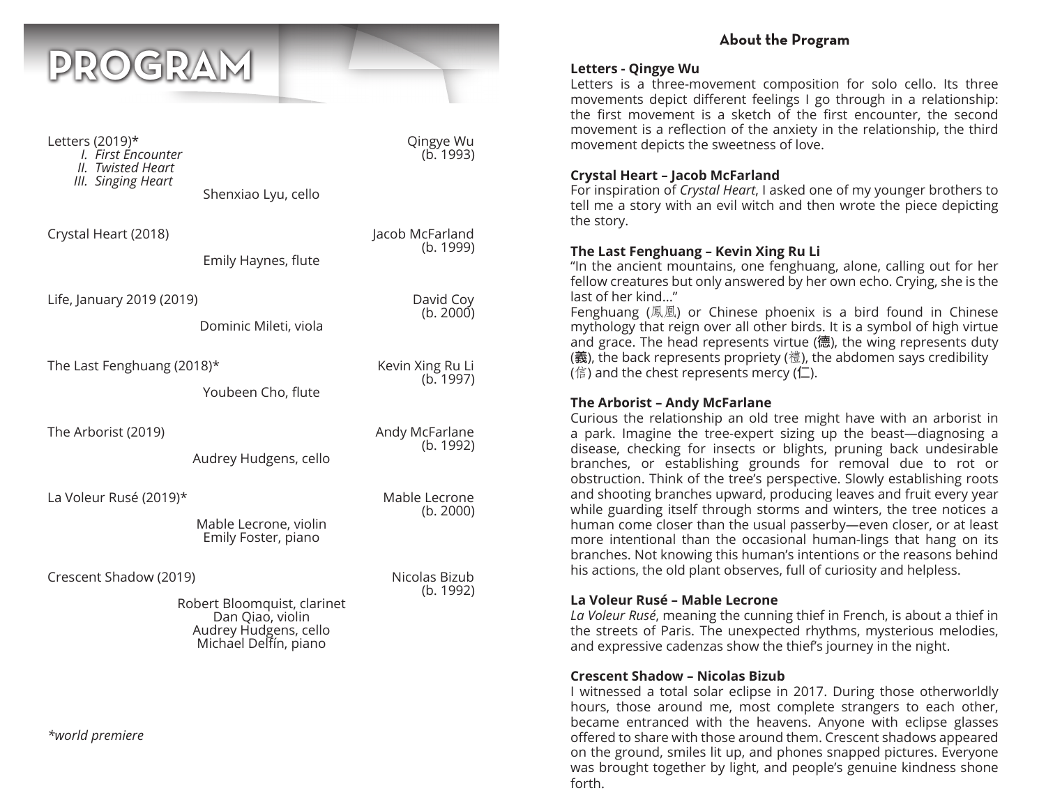# PROGRAM

Letters (2019)* — Qingye Wu (b. 1993)
- *I. First Encounter*
- *II. Twisted Heart*
- *III. Singing Heart*

Shenxiao Lyu, cello

Crystal Heart (2018) — Jacob McFarland (b. 1999)

Emily Haynes, flute

Life, January 2019 (2019) — David Coy (b. 2000)

Dominic Mileti, viola

The Last Fenghuang (2018)* — Kevin Xing Ru Li (b. 1997)

Youbeen Cho, flute

The Arborist (2019) — Andy McFarlane (b. 1992)

Audrey Hudgens, cello

La Voleur Rusé (2019)* — Mable Lecrone (b. 2000)

Mable Lecrone, violin
Emily Foster, piano

Crescent Shadow (2019) — Nicolas Bizub (b. 1992)

Robert Bloomquist, clarinet
Dan Qiao, violin
Audrey Hudgens, cello
Michael Delfín, piano

*\*world premiere*

## About the Program

**Letters - Qingye Wu**
Letters is a three-movement composition for solo cello. Its three movements depict different feelings I go through in a relationship: the first movement is a sketch of the first encounter, the second movement is a reflection of the anxiety in the relationship, the third movement depicts the sweetness of love.

**Crystal Heart – Jacob McFarland**
For inspiration of *Crystal Heart*, I asked one of my younger brothers to tell me a story with an evil witch and then wrote the piece depicting the story.

**The Last Fenghuang – Kevin Xing Ru Li**
"In the ancient mountains, one fenghuang, alone, calling out for her fellow creatures but only answered by her own echo. Crying, she is the last of her kind..."
Fenghuang (鳳凰) or Chinese phoenix is a bird found in Chinese mythology that reign over all other birds. It is a symbol of high virtue and grace. The head represents virtue (德), the wing represents duty (義), the back represents propriety (禮), the abdomen says credibility (信) and the chest represents mercy (仁).

**The Arborist – Andy McFarlane**
Curious the relationship an old tree might have with an arborist in a park. Imagine the tree-expert sizing up the beast—diagnosing a disease, checking for insects or blights, pruning back undesirable branches, or establishing grounds for removal due to rot or obstruction. Think of the tree's perspective. Slowly establishing roots and shooting branches upward, producing leaves and fruit every year while guarding itself through storms and winters, the tree notices a human come closer than the usual passerby—even closer, or at least more intentional than the occasional human-lings that hang on its branches. Not knowing this human's intentions or the reasons behind his actions, the old plant observes, full of curiosity and helpless.

**La Voleur Rusé – Mable Lecrone**
*La Voleur Rusé*, meaning the cunning thief in French, is about a thief in the streets of Paris. The unexpected rhythms, mysterious melodies, and expressive cadenzas show the thief's journey in the night.

**Crescent Shadow – Nicolas Bizub**
I witnessed a total solar eclipse in 2017. During those otherworldly hours, those around me, most complete strangers to each other, became entranced with the heavens. Anyone with eclipse glasses offered to share with those around them. Crescent shadows appeared on the ground, smiles lit up, and phones snapped pictures. Everyone was brought together by light, and people's genuine kindness shone forth.